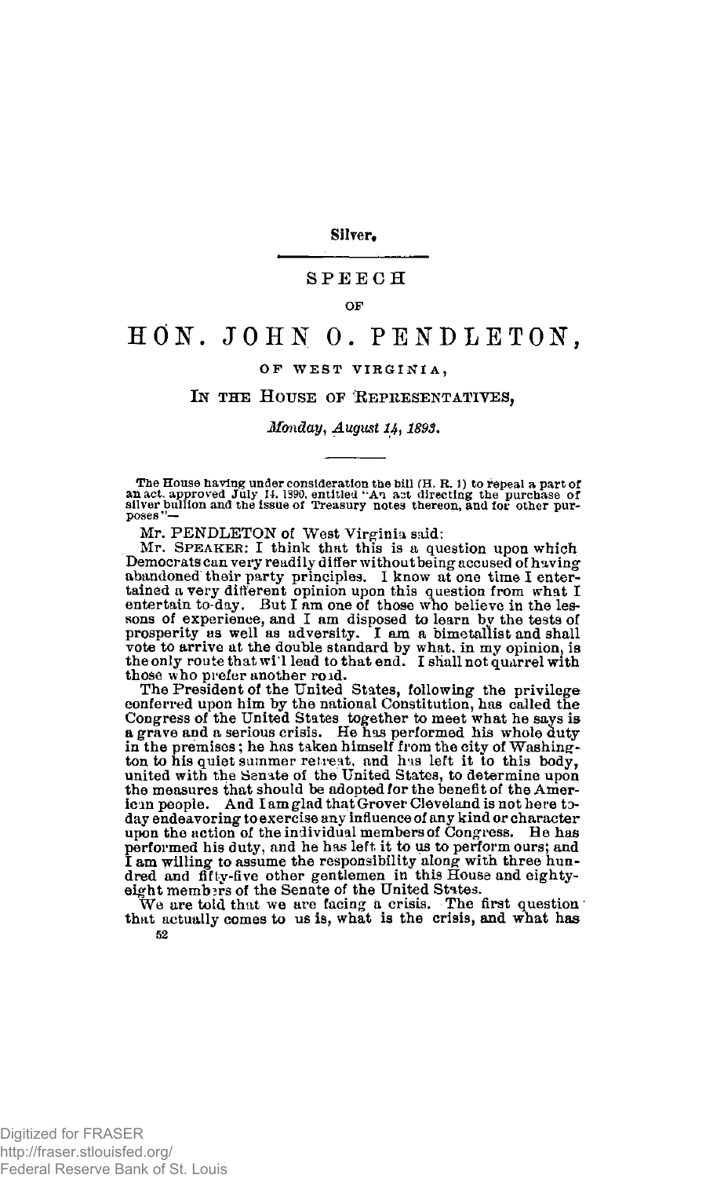Silver.

# SPEECH

OF

# HON. JOHN O. PENDLETON,

OF WEST VIRGINIA,

## IN THE HOUSE OF REPRESENTATIVES,

*Monday, August 14, 1893.*

The House having under consideration the bill (H. R. 1) to repeal a part of an act, approved July 14, 1890, entitled "An act directing the purchase of silver bullion and the issue of Treasury notes thereon, and for other purposes"—

Mr. PENDLETON of West Virginia said:

Mr. SPEAKER: I think that this is a question upon which Democrats can very readily differ without being accused of having abandoned their party principles. I know at one time I entertained a very different opinion upon this question from what I entertain to-day. But I am one of those who believe in the lessons of experience, and I am disposed to learn by the tests of prosperity as well as adversity. I am a bimetallist and shall vote to arrive at the double standard by what, in my opinion, is the only route that will lead to that end. I shall not quarrel with those who prefer another road.

The President of the United States, following the privilege conferred upon him by the national Constitution, has called the Congress of the United States together to meet what he says is a grave and a serious crisis. He has performed his whole duty in the premises; he has taken himself from the city of Washington to his quiet summer retreat, and has left it to this body, united with the Senate of the United States, to determine upon the measures that should be adopted for the benefit of the American people. And I am glad that Grover Cleveland is not here to-day endeavoring to exercise any influence of any kind or character upon the action of the individual members of Congress. He has performed his duty, and he has left it to us to perform ours; and I am willing to assume the responsibility along with three hundred and fifty-five other gentlemen in this House and eighty-eight members of the Senate of the United States.

We are told that we are facing a crisis. The first question that actually comes to us is, what is the crisis, and what has

52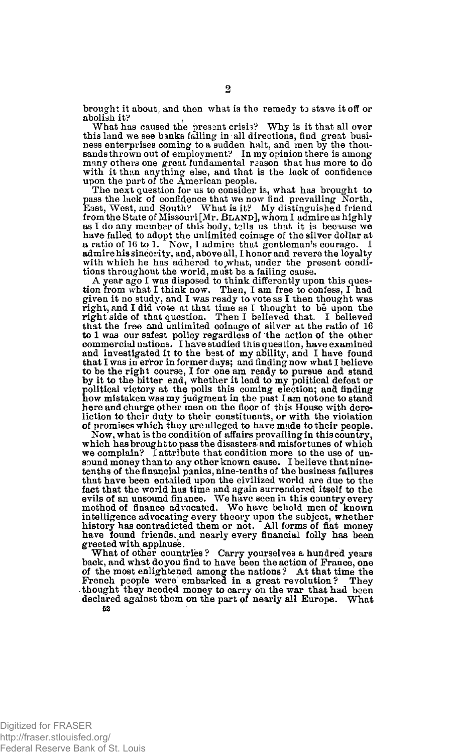brought it about, and then what is the remedy to stave it off or abolish it?

What has caused the present crisis? Why is it that all over this land we see banks failing in all directions, find great business enterprises coming to a sudden halt, and men by the thousands thrown out of employment? In my opinion there is among many others one great fundamental reason that has more to do with it than anything else, and that is the lack of confidence upon the part of the American people.

The next question for us to consider is, what has brought to pass the lack of confidence that we now find prevailing North, East, West, and South? What is it? My distinguished friend from the State of Missouri [Mr. BLAND], whom I admire as highly as I do any member of this body, tells us that it is because we have failed to adopt the unlimited coinage of the silver dollar at a ratio of 16 to 1. Now, I admire that gentleman's courage. I admire his sincerity, and, above all, I honor and revere the loyalty with which he has adhered to what, under the present conditions throughout the world, must be a failing cause.

A year ago I was disposed to think differently upon this question from what I think now. Then, I am free to confess, I had given it no study, and I was ready to vote as I then thought was right, and I did vote at that time as I thought to be upon the right side of that question. Then I believed that. I believed that the free and unlimited coinage of silver at the ratio of 16 to 1 was our safest policy regardless of the action of the other commercial nations. I have studied this question, have examined and investigated it to the best of my ability, and I have found that I was in error in former days; and finding now what I believe to be the right course, I for one am ready to pursue and stand by it to the bitter end, whether it lead to my political defeat or political victory at the polls this coming election; and finding how mistaken was my judgment in the past I am not one to stand here and charge other men on the floor of this House with dereliction to their duty to their constituents, or with the violation of promises which they are alleged to have made to their people.

Now, what is the condition of affairs prevailing in this country, which has brought to pass the disasters and misfortunes of which we complain? I attribute that condition more to the use of unsound money than to any other known cause. I believe that nine-tenths of the financial panics, nine-tenths of the business failures that have been entailed upon the civilized world are due to the fact that the world has time and again surrendered itself to the evils of an unsound finance. We have seen in this country every method of finance advocated. We have beheld men of known intelligence advocating every theory upon the subject, whether history has contradicted them or not. All forms of fiat money have found friends, and nearly every financial folly has been greeted with applause.

What of other countries? Carry yourselves a hundred years back, and what do you find to have been the action of France, one of the most enlightened among the nations? At that time the French people were embarked in a great revolution? They thought they needed money to carry on the war that had been declared against them on the part of nearly all Europe. What

52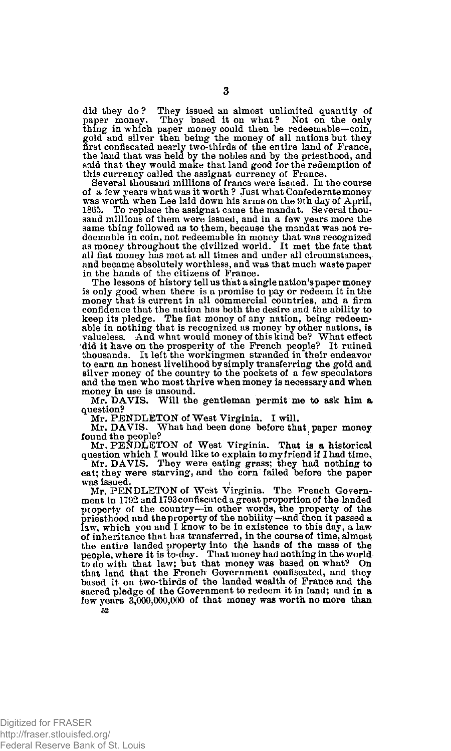did they do? They issued an almost unlimited quantity of paper money. They based it on what? Not on the only thing in which paper money could then be redeemable—coin, gold and silver then being the money of all nations but they first confiscated nearly two-thirds of the entire land of France, the land that was held by the nobles and by the priesthood, and said that they would make that land good for the redemption of this currency called the assignat currency of France.

Several thousand millions of francs were issued. In the course of a few years what was it worth? Just what Confederate money was worth when Lee laid down his arms on the 9th day of April, 1865. To replace the assignat came the mandat. Several thousand millions of them were issued, and in a few years more the same thing followed as to them, because the mandat was not redeemable in coin, not redeemable in money that was recognized as money throughout the civilized world. It met the fate that all fiat money has met at all times and under all circumstances, and became absolutely worthless, and was that much waste paper in the hands of the citizens of France.

The lessons of history tell us that a single nation's paper money is only good when there is a promise to pay or redeem it in the money that is current in all commercial countries, and a firm confidence that the nation has both the desire and the ability to keep its pledge. The fiat money of any nation, being redeemable in nothing that is recognized as money by other nations, is valueless. And what would money of this kind be? What effect did it have on the prosperity of the French people? It ruined thousands. It left the workingmen stranded in their endeavor to earn an honest livelihood by simply transferring the gold and silver money of the country to the pockets of a few speculators and the men who most thrive when money is necessary and when money in use is unsound.

Mr. DAVIS. Will the gentleman permit me to ask him a question?

Mr. PENDLETON of West Virginia. I will.

Mr. DAVIS. What had been done before that paper money found the people?

Mr. PENDLETON of West Virginia. That is a historical question which I would like to explain to my friend if I had time.

Mr. DAVIS. They were eating grass; they had nothing to eat; they were starving, and the corn failed before the paper was issued.

Mr. PENDLETON of West Virginia. The French Government in 1792 and 1793 confiscated a great proportion of the landed property of the country—in other words, the property of the priesthood and the property of the nobility—and then it passed a law, which you and I know to be in existence to this day, a law of inheritance that has transferred, in the course of time, almost the entire landed property into the hands of the mass of the people, where it is to-day. That money had nothing in the world to do with that law; but that money was based on what? On that land that the French Government confiscated, and they based it on two-thirds of the landed wealth of France and the sacred pledge of the Government to redeem it in land; and in a few years 3,000,000,000 of that money was worth no more than

52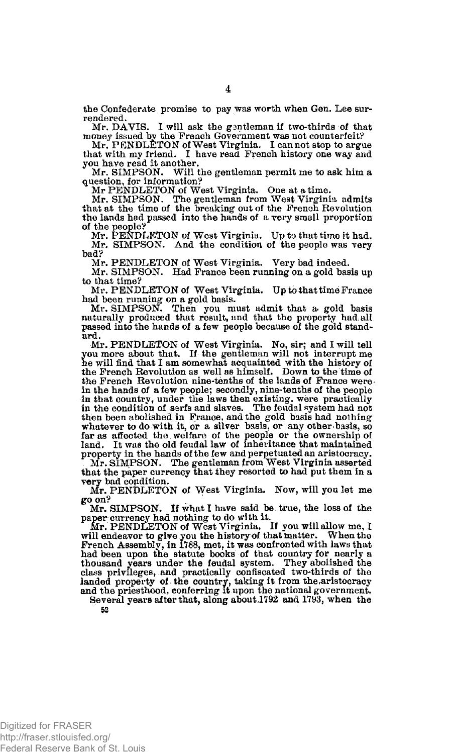the Confederate promise to pay was worth when Gen. Lee surrendered.

Mr. DAVIS. I will ask the gentleman if two-thirds of that money issued by the French Government was not counterfeit?

Mr. PENDLETON of West Virginia. I can not stop to argue that with my friend. I have read French history one way and you have read it another.

Mr. SIMPSON. Will the gentleman permit me to ask him a question, for information?

Mr PENDLETON of West Virginia. One at a time.

Mr. SIMPSON. The gentleman from West Virginia admits that at the time of the breaking out of the French Revolution the lands had passed into the hands of a very small proportion of the people?

Mr. PENDLETON of West Virginia. Up to that time it had.

Mr. SIMPSON. And the condition of the people was very bad?

Mr. PENDLETON of West Virginia. Very bad indeed.

Mr. SIMPSON. Had France been running on a gold basis up to that time?

Mr. PENDLETON of West Virginia. Up to that time France had been running on a gold basis.

Mr. SIMPSON. Then you must admit that a gold basis naturally produced that result, and that the property had all passed into the hands of a few people because of the gold standard.

Mr. PENDLETON of West Virginia. No, sir; and I will tell you more about that. If the gentleman will not interrupt me he will find that I am somewhat acquainted with the history of the French Revolution as well as himself. Down to the time of the French Revolution nine-tenths of the lands of France were in the hands of a few people; secondly, nine-tenths of the people in that country, under the laws then existing, were practically in the condition of serfs and slaves. The feudal system had not then been abolished in France, and the gold basis had nothing whatever to do with it, or a silver basis, or any other basis, so far as affected the welfare of the people or the ownership of land. It was the old feudal law of inheritance that maintained property in the hands of the few and perpetuated an aristocracy.

Mr. SIMPSON. The gentleman from West Virginia asserted that the paper currency that they resorted to had put them in a very bad condition.

Mr. PENDLETON of West Virginia. Now, will you let me go on?

Mr. SIMPSON. If what I have said be true, the loss of the paper currency had nothing to do with it.

Mr. PENDLETON of West Virginia. If you will allow me, I will endeavor to give you the history of that matter. When the French Assembly, in 1788, met, it was confronted with laws that had been upon the statute books of that country for nearly a thousand years under the feudal system. They abolished the class privileges, and practically confiscated two-thirds of the landed property of the country, taking it from the aristocracy and the priesthood, conferring it upon the national government.

Several years after that, along about 1792 and 1793, when the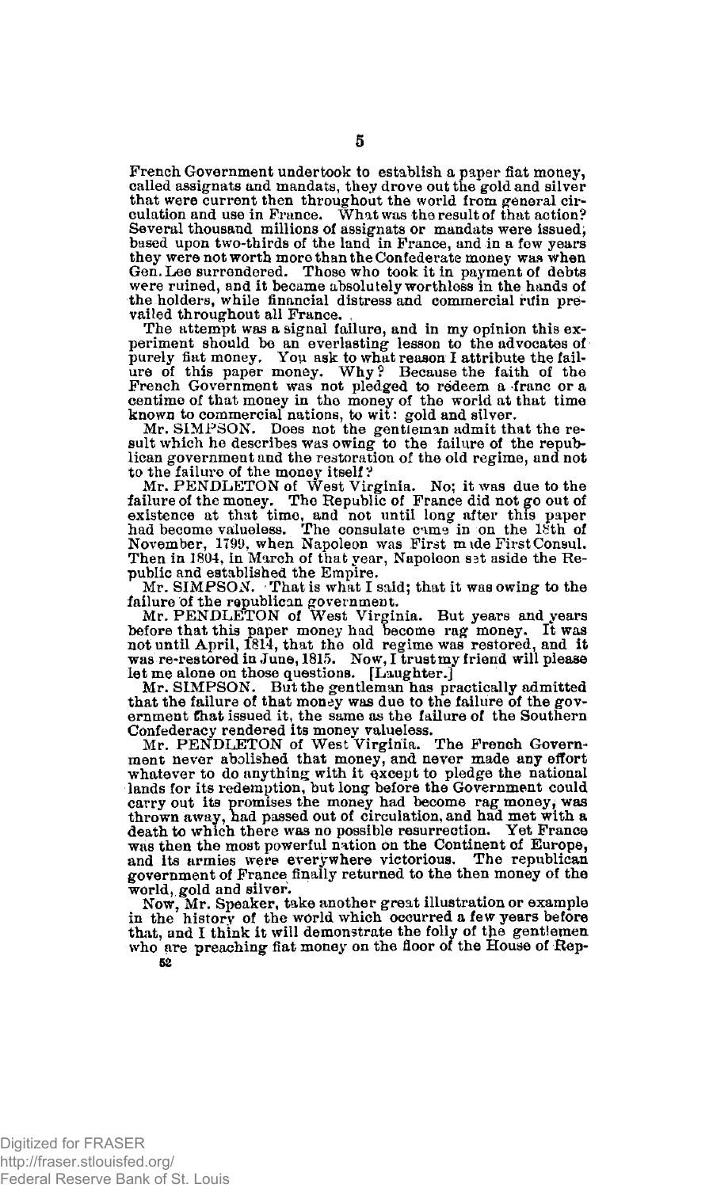French Government undertook to establish a paper fiat money, called assignats and mandats, they drove out the gold and silver that were current then throughout the world from general circulation and use in France. What was the result of that action? Several thousand millions of assignats or mandats were issued, based upon two-thirds of the land in France, and in a few years they were not worth more than the Confederate money was when Gen. Lee surrendered. Those who took it in payment of debts were ruined, and it became absolutely worthless in the hands of the holders, while financial distress and commercial ruin prevailed throughout all France.

The attempt was a signal failure, and in my opinion this experiment should be an everlasting lesson to the advocates of purely fiat money. You ask to what reason I attribute the failure of this paper money. Why? Because the faith of the French Government was not pledged to redeem a franc or a centime of that money in the money of the world at that time known to commercial nations, to wit: gold and silver.

Mr. SIMPSON. Does not the gentleman admit that the result which he describes was owing to the failure of the republican government and the restoration of the old regime, and not to the failure of the money itself?

Mr. PENDLETON of West Virginia. No; it was due to the failure of the money. The Republic of France did not go out of existence at that time, and not until long after this paper had become valueless. The consulate came in on the 18th of November, 1799, when Napoleon was First made First Consul. Then in 1804, in March of that year, Napoleon set aside the Republic and established the Empire.

Mr. SIMPSON. That is what I said; that it was owing to the failure of the republican government.

Mr. PENDLETON of West Virginia. But years and years before that this paper money had become rag money. It was not until April, 1814, that the old regime was restored, and it was re-restored in June, 1815. Now, I trust my friend will please let me alone on those questions. [Laughter.]

Mr. SIMPSON. But the gentleman has practically admitted that the failure of that money was due to the failure of the government that issued it, the same as the failure of the Southern Confederacy rendered its money valueless.

Mr. PENDLETON of West Virginia. The French Government never abolished that money, and never made any effort whatever to do anything with it except to pledge the national lands for its redemption, but long before the Government could carry out its promises the money had become rag money, was thrown away, had passed out of circulation, and had met with a death to which there was no possible resurrection. Yet France was then the most powerful nation on the Continent of Europe, and its armies were everywhere victorious. The republican government of France finally returned to the then money of the world, gold and silver.

Now, Mr. Speaker, take another great illustration or example in the history of the world which occurred a few years before that, and I think it will demonstrate the folly of the gentlemen who are preaching fiat money on the floor of the House of Rep-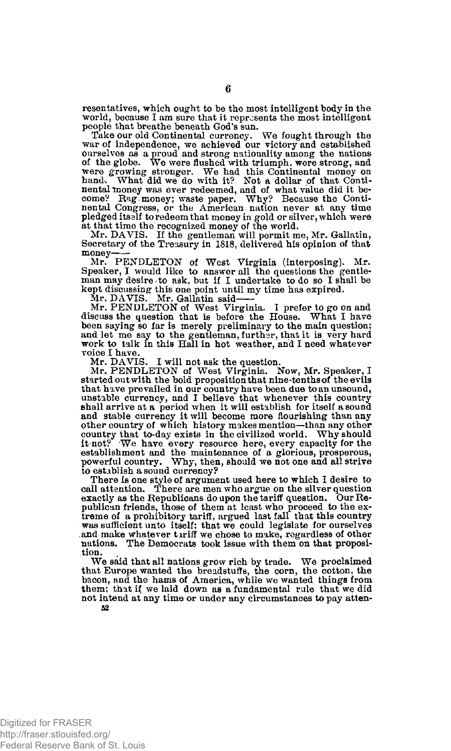resentatives, which ought to be the most intelligent body in the world, because I am sure that it represents the most intelligent people that breathe beneath God's sun.

Take our old Continental currency. We fought through the war of independence, we achieved our victory and established ourselves as a proud and strong nationality among the nations of the globe. We were flushed with triumph, were strong, and were growing stronger. We had this Continental money on hand. What did we do with it? Not a dollar of that Continental money was ever redeemed, and of what value did it become? Rag money; waste paper. Why? Because the Continental Congress, or the American nation never at any time pledged itself to redeem that money in gold or silver, which were at that time the recognized money of the world.

Mr. DAVIS. If the gentleman will permit me, Mr. Gallatin, Secretary of the Treasury in 1818, delivered his opinion of that money——

Mr. PENDLETON of West Virginia (interposing). Mr. Speaker, I would like to answer all the questions the gentleman may desire to ask, but if I undertake to do so I shall be kept discussing this one point until my time has expired.

Mr. DAVIS. Mr. Gallatin said——

Mr. PENDLETON of West Virginia. I prefer to go on and discuss the question that is before the House. What I have been saying so far is merely preliminary to the main question; and let me say to the gentleman, further, that it is very hard work to talk in this Hall in hot weather, and I need whatever voice I have.

Mr. DAVIS. I will not ask the question.

Mr. PENDLETON of West Virginia. Now, Mr. Speaker, I started out with the bold proposition that nine-tenths of the evils that have prevailed in our country have been due to an unsound, unstable currency, and I believe that whenever this country shall arrive at a period when it will establish for itself a sound and stable currency it will become more flourishing than any other country of which history makes mention—than any other country that to-day exists in the civilized world. Why should it not? We have every resource here, every capacity for the establishment and the maintenance of a glorious, prosperous, powerful country. Why, then, should we not one and all strive to establish a sound currency?

There is one style of argument used here to which I desire to call attention. There are men who argue on the silver question exactly as the Republicans do upon the tariff question. Our Republican friends, those of them at least who proceed to the extreme of a prohibitory tariff, argued last fall that this country was sufficient unto itself; that we could legislate for ourselves and make whatever tariff we chose to make, regardless of other nations. The Democrats took issue with them on that proposition.

We said that all nations grow rich by trade. We proclaimed that Europe wanted the breadstuffs, the corn, the cotton, the bacon, and the hams of America, while we wanted things from them; that if we laid down as a fundamental rule that we did not intend at any time or under any circumstances to pay atten-

52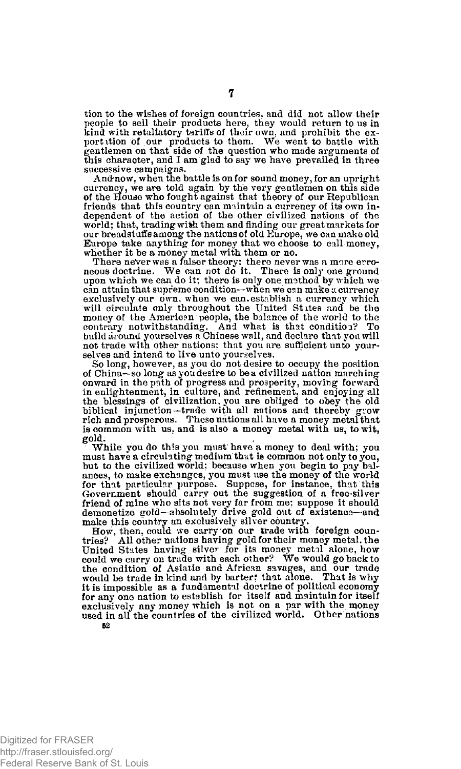tion to the wishes of foreign countries, and did not allow their people to sell their products here, they would return to us in kind with retaliatory tariffs of their own, and prohibit the exportation of our products to them. We went to battle with gentlemen on that side of the question who made arguments of this character, and I am glad to say we have prevailed in three successive campaigns.

And now, when the battle is on for sound money, for an upright currency, we are told again by the very gentlemen on this side of the House who fought against that theory of our Republican friends that this country can maintain a currency of its own independent of the action of the other civilized nations of the world; that, trading with them and finding our great markets for our breadstuffs among the nations of old Europe, we can make old Europe take anything for money that we choose to call money, whether it be a money metal with them or no.

There never was a falser theory; there never was a more erroneous doctrine. We can not do it. There is only one ground upon which we can do it; there is only one method by which we can attain that supreme condition—when we can make a currency exclusively our own, when we can establish a currency which will circulate only throughout the United States and be the money of the American people, the balance of the world to the contrary notwithstanding. And what is that condition? To build around yourselves a Chinese wall, and declare that you will not trade with other nations; that you are sufficient unto yourselves and intend to live unto yourselves.

So long, however, as you do not desire to occupy the position of China—so long as you desire to be a civilized nation marching onward in the path of progress and prosperity, moving forward in enlightenment, in culture, and refinement, and enjoying all the blessings of civilization, you are obliged to obey the old biblical injunction—trade with all nations and thereby grow rich and prosperous. These nations all have a money metal that is common with us, and is also a money metal with us, to wit, gold.

While you do this you must have a money to deal with; you must have a circulating medium that is common not only to you, but to the civilized world; because when you begin to pay balances, to make exchanges, you must use the money of the world for that particular purpose. Suppose, for instance, that this Government should carry out the suggestion of a free-silver friend of mine who sits not very far from me; suppose it should demonetize gold—absolutely drive gold out of existence—and make this country an exclusively silver country.

How, then, could we carry on our trade with foreign countries? All other nations having gold for their money metal, the United States having silver for its money metal alone, how could we carry on trade with each other? We would go back to the condition of Asiatic and African savages, and our trade would be trade in kind and by barter; that alone. That is why it is impossible as a fundamental doctrine of political economy for any one nation to establish for itself and maintain for itself exclusively any money which is not on a par with the money used in all the countries of the civilized world. Other nations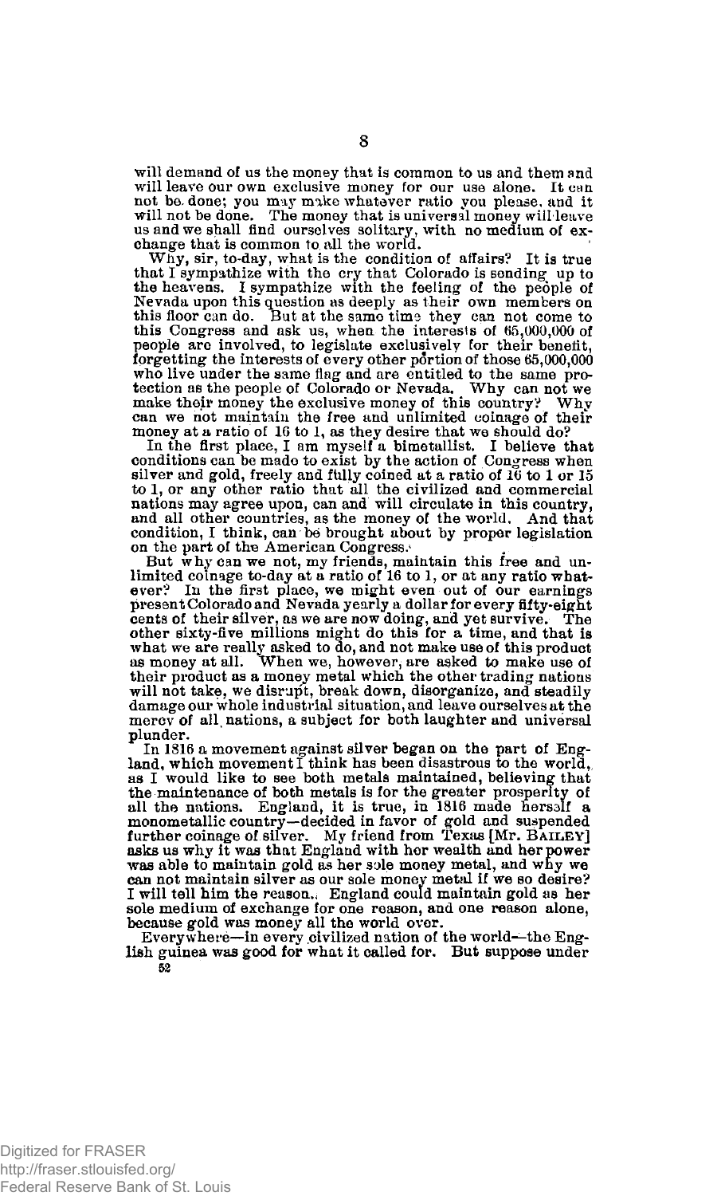will demand of us the money that is common to us and them and will leave our own exclusive money for our use alone. It can not be done; you may make whatever ratio you please, and it will not be done. The money that is universal money will leave us and we shall find ourselves solitary, with no medium of exchange that is common to all the world.

Why, sir, to-day, what is the condition of affairs? It is true that I sympathize with the cry that Colorado is sending up to the heavens. I sympathize with the feeling of the people of Nevada upon this question as deeply as their own members on this floor can do. But at the same time they can not come to this Congress and ask us, when the interests of 65,000,000 of people are involved, to legislate exclusively for their benefit, forgetting the interests of every other portion of those 65,000,000 who live under the same flag and are entitled to the same protection as the people of Colorado or Nevada. Why can not we make their money the exclusive money of this country? Why can we not maintain the free and unlimited coinage of their money at a ratio of 16 to 1, as they desire that we should do?

In the first place, I am myself a bimetallist. I believe that conditions can be made to exist by the action of Congress when silver and gold, freely and fully coined at a ratio of 16 to 1 or 15 to 1, or any other ratio that all the civilized and commercial nations may agree upon, can and will circulate in this country, and all other countries, as the money of the world. And that condition, I think, can be brought about by proper legislation on the part of the American Congress.

But why can we not, my friends, maintain this free and unlimited coinage to-day at a ratio of 16 to 1, or at any ratio whatever? In the first place, we might even out of our earnings present Colorado and Nevada yearly a dollar for every fifty-eight cents of their silver, as we are now doing, and yet survive. The other sixty-five millions might do this for a time, and that is what we are really asked to do, and not make use of this product as money at all. When we, however, are asked to make use of their product as a money metal which the other trading nations will not take, we disrupt, break down, disorganize, and steadily damage our whole industrial situation, and leave ourselves at the mercy of all nations, a subject for both laughter and universal plunder.

In 1816 a movement against silver began on the part of England, which movement I think has been disastrous to the world, as I would like to see both metals maintained, believing that the maintenance of both metals is for the greater prosperity of all the nations. England, it is true, in 1816 made herself a monometallic country—decided in favor of gold and suspended further coinage of silver. My friend from Texas [Mr. BAILEY] asks us why it was that England with her wealth and her power was able to maintain gold as her sole money metal, and why we can not maintain silver as our sole money metal if we so desire? I will tell him the reason. England could maintain gold as her sole medium of exchange for one reason, and one reason alone, because gold was money all the world over.

Everywhere—in every civilized nation of the world—the English guinea was good for what it called for. But suppose under

52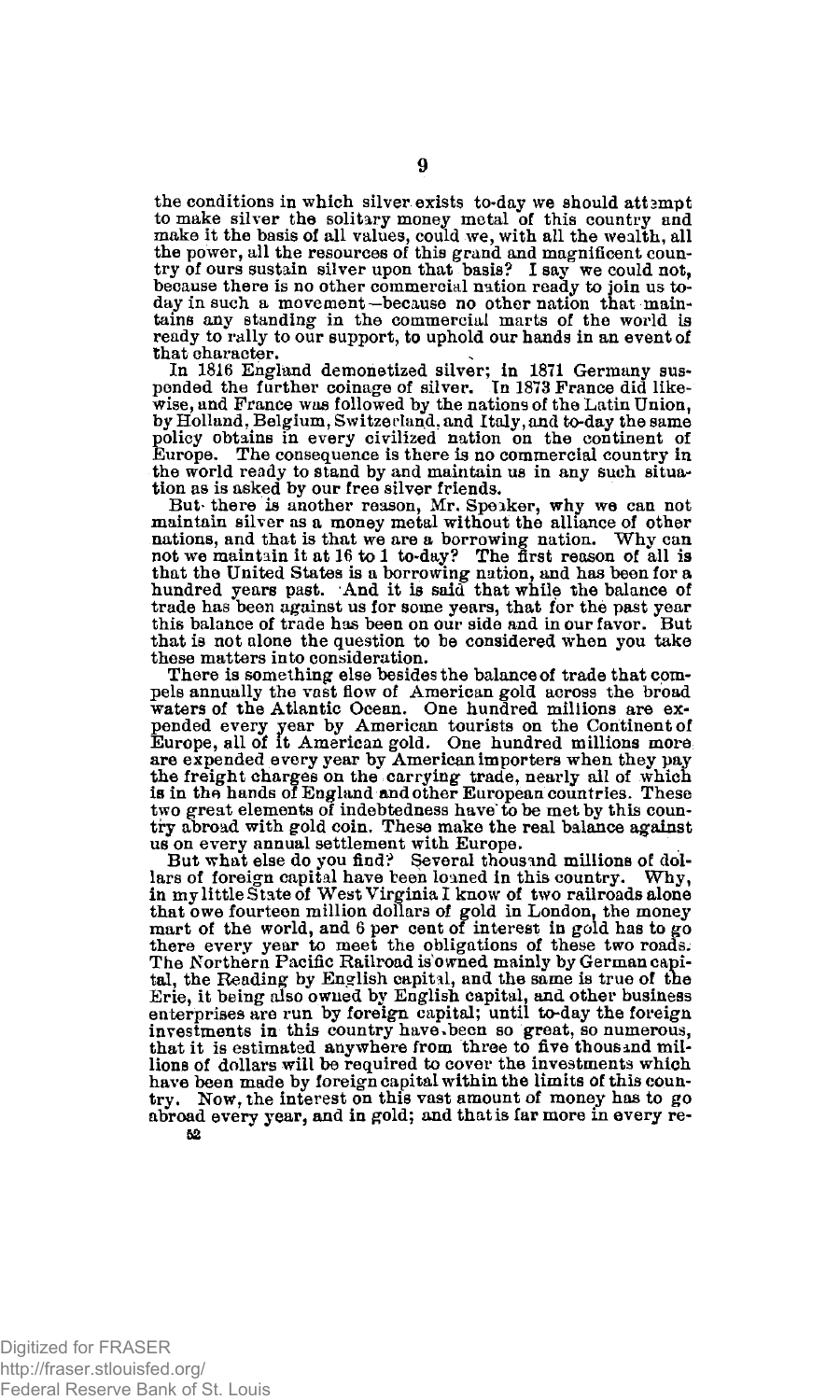the conditions in which silver exists to-day we should attempt to make silver the solitary money metal of this country and make it the basis of all values, could we, with all the wealth, all the power, all the resources of this grand and magnificent country of ours sustain silver upon that basis? I say we could not, because there is no other commercial nation ready to join us today in such a movement—because no other nation that maintains any standing in the commercial marts of the world is ready to rally to our support, to uphold our hands in an event of that character.

In 1816 England demonetized silver; in 1871 Germany suspended the further coinage of silver. In 1873 France did likewise, and France was followed by the nations of the Latin Union, by Holland, Belgium, Switzerland, and Italy, and to-day the same policy obtains in every civilized nation on the continent of Europe. The consequence is there is no commercial country in the world ready to stand by and maintain us in any such situation as is asked by our free silver friends.

But there is another reason, Mr. Speaker, why we can not maintain silver as a money metal without the alliance of other nations, and that is that we are a borrowing nation. Why can not we maintain it at 16 to 1 to-day? The first reason of all is that the United States is a borrowing nation, and has been for a hundred years past. And it is said that while the balance of trade has been against us for some years, that for the past year this balance of trade has been on our side and in our favor. But that is not alone the question to be considered when you take these matters into consideration.

There is something else besides the balance of trade that compels annually the vast flow of American gold across the broad waters of the Atlantic Ocean. One hundred millions are expended every year by American tourists on the Continent of Europe, all of it American gold. One hundred millions more are expended every year by American importers when they pay the freight charges on the carrying trade, nearly all of which is in the hands of England and other European countries. These two great elements of indebtedness have to be met by this country abroad with gold coin. These make the real balance against us on every annual settlement with Europe.

But what else do you find? Several thousand millions of dollars of foreign capital have been loaned in this country. Why, in my little State of West Virginia I know of two railroads alone that owe fourteen million dollars of gold in London, the money mart of the world, and 6 per cent of interest in gold has to go there every year to meet the obligations of these two roads. The Northern Pacific Railroad is owned mainly by German capital, the Reading by English capital, and the same is true of the Erie, it being also owned by English capital, and other business enterprises are run by foreign capital; until to-day the foreign investments in this country have been so great, so numerous, that it is estimated anywhere from three to five thousand millions of dollars will be required to cover the investments which have been made by foreign capital within the limits of this country. Now, the interest on this vast amount of money has to go abroad every year, and in gold; and that is far more in every re-

52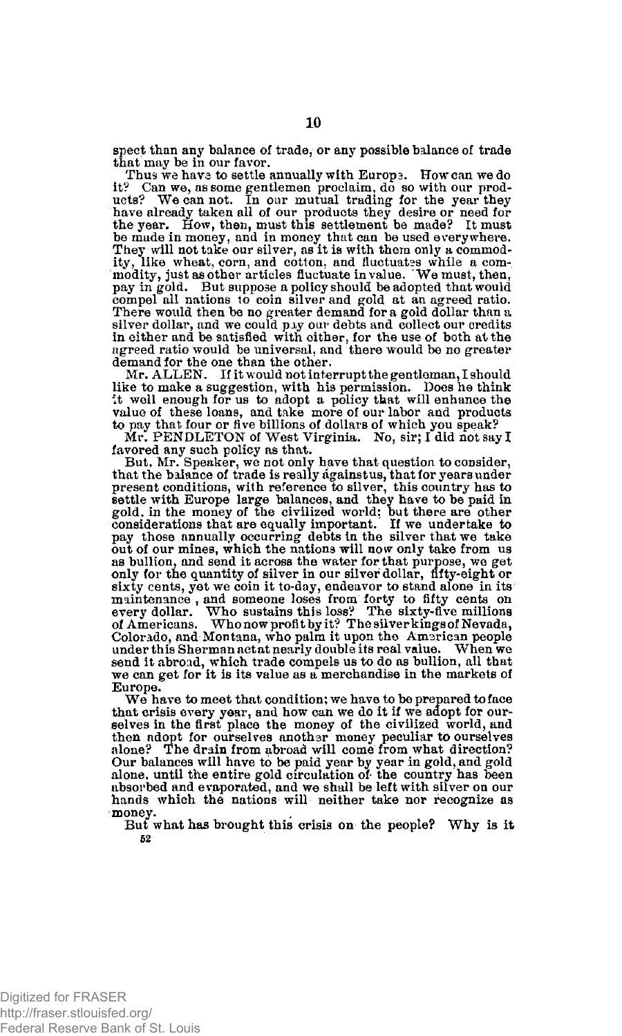spect than any balance of trade, or any possible balance of trade that may be in our favor.

Thus we have to settle annually with Europe. How can we do it? Can we, as some gentlemen proclaim, do so with our products? We can not. In our mutual trading for the year they have already taken all of our products they desire or need for the year. How, then, must this settlement be made? It must be made in money, and in money that can be used everywhere. They will not take our silver, as it is with them only a commodity, like wheat, corn, and cotton, and fluctuates while a commodity, just as other articles fluctuate in value. We must, then, pay in gold. But suppose a policy should be adopted that would compel all nations to coin silver and gold at an agreed ratio. There would then be no greater demand for a gold dollar than a silver dollar, and we could pay our debts and collect our credits in either and be satisfied with either, for the use of both at the agreed ratio would be universal, and there would be no greater demand for the one than the other.

Mr. ALLEN. If it would not interrupt the gentleman, I should like to make a suggestion, with his permission. Does he think it well enough for us to adopt a policy that will enhance the value of these loans, and take more of our labor and products to pay that four or five billions of dollars of which you speak?

Mr. PENDLETON of West Virginia. No, sir; I did not say I favored any such policy as that.

But, Mr. Speaker, we not only have that question to consider, that the balance of trade is really against us, that for years under present conditions, with reference to silver, this country has to settle with Europe large balances, and they have to be paid in gold, in the money of the civilized world; but there are other considerations that are equally important. If we undertake to pay those annually occurring debts in the silver that we take out of our mines, which the nations will now only take from us as bullion, and send it across the water for that purpose, we get only for the quantity of silver in our silver dollar, fifty-eight or sixty cents, yet we coin it to-day, endeavor to stand alone in its maintenance, and someone loses from forty to fifty cents on every dollar. Who sustains this loss? The sixty-five millions of Americans. Who now profit by it? The silver kings of Nevada, Colorado, and Montana, who palm it upon the American people under this Sherman act at nearly double its real value. When we send it abroad, which trade compels us to do as bullion, all that we can get for it is its value as a merchandise in the markets of Europe.

We have to meet that condition; we have to be prepared to face that crisis every year, and how can we do it if we adopt for ourselves in the first place the money of the civilized world, and then adopt for ourselves another money peculiar to ourselves alone? The drain from abroad will come from what direction? Our balances will have to be paid year by year in gold, and gold alone, until the entire gold circulation of the country has been absorbed and evaporated, and we shall be left with silver on our hands which the nations will neither take nor recognize as money.

But what has brought this crisis on the people? Why is it

52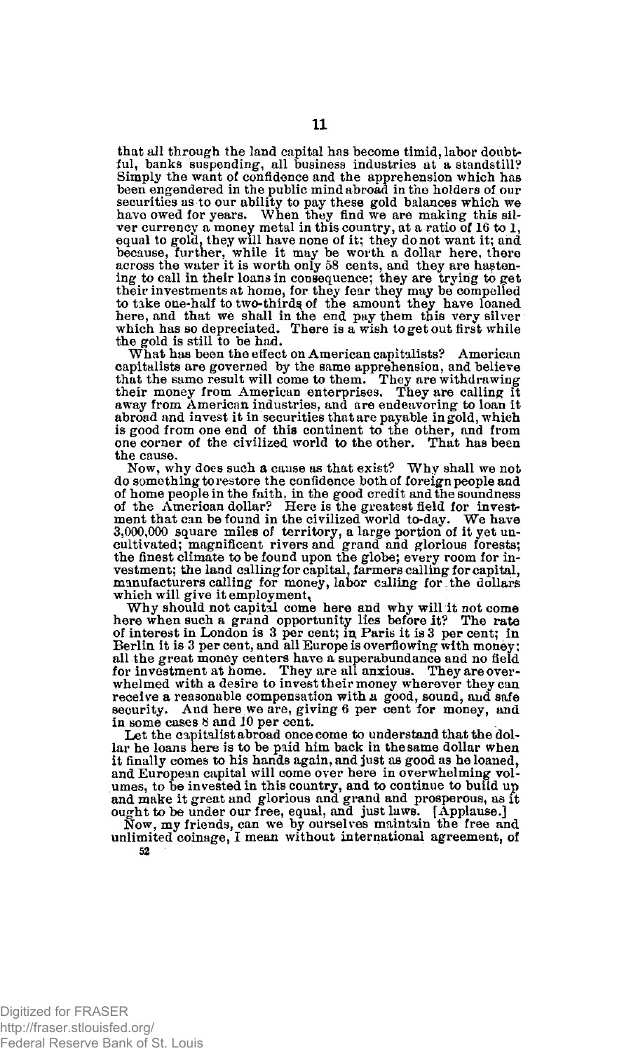that all through the land capital has become timid, labor doubtful, banks suspending, all business industries at a standstill? Simply the want of confidence and the apprehension which has been engendered in the public mind abroad in the holders of our securities as to our ability to pay these gold balances which we have owed for years. When they find we are making this silver currency a money metal in this country, at a ratio of 16 to 1, equal to gold, they will have none of it; they do not want it; and because, further, while it may be worth a dollar here, there across the water it is worth only 58 cents, and they are hastening to call in their loans in consequence; they are trying to get their investments at home, for they fear they may be compelled to take one-half to two-thirds of the amount they have loaned here, and that we shall in the end pay them this very silver which has so depreciated. There is a wish to get out first while the gold is still to be had.

What has been the effect on American capitalists? American capitalists are governed by the same apprehension, and believe that the same result will come to them. They are withdrawing their money from American enterprises. They are calling it away from American industries, and are endeavoring to loan it abroad and invest it in securities that are payable in gold, which is good from one end of this continent to the other, and from one corner of the civilized world to the other. That has been the cause.

Now, why does such a cause as that exist? Why shall we not do something to restore the confidence both of foreign people and of home people in the faith, in the good credit and the soundness of the American dollar? Here is the greatest field for investment that can be found in the civilized world to-day. We have 3,000,000 square miles of territory, a large portion of it yet uncultivated; magnificent rivers and grand and glorious forests; the finest climate to be found upon the globe; every room for investment; the land calling for capital, farmers calling for capital, manufacturers calling for money, labor calling for the dollars which will give it employment.

Why should not capital come here and why will it not come here when such a grand opportunity lies before it? The rate of interest in London is 3 per cent; in Paris it is 3 per cent; in Berlin it is 3 per cent, and all Europe is overflowing with money; all the great money centers have a superabundance and no field for investment at home. They are all anxious. They are overwhelmed with a desire to invest their money wherever they can receive a reasonable compensation with a good, sound, and safe security. And here we are, giving 6 per cent for money, and in some cases 8 and 10 per cent.

Let the capitalist abroad once come to understand that the dollar he loans here is to be paid him back in the same dollar when it finally comes to his hands again, and just as good as he loaned, and European capital will come over here in overwhelming volumes, to be invested in this country, and to continue to build up and make it great and glorious and grand and prosperous, as it ought to be under our free, equal, and just laws. [Applause.]

Now, my friends, can we by ourselves maintain the free and unlimited coinage, I mean without international agreement, of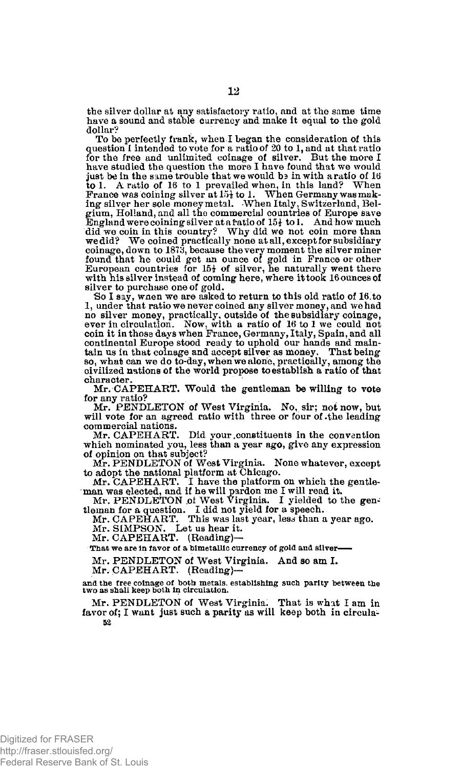the silver dollar at any satisfactory ratio, and at the same time have a sound and stable currency and make it equal to the gold dollar?

To be perfectly frank, when I began the consideration of this question I intended to vote for a ratio of 20 to 1, and at that ratio for the free and unlimited coinage of silver. But the more I have studied the question the more I have found that we would just be in the same trouble that we would be in with a ratio of 16 to 1. A ratio of 16 to 1 prevailed when, in this land? When France was coining silver at 15½ to 1. When Germany was making silver her sole money metal. When Italy, Switzerland, Belgium, Holland, and all the commercial countries of Europe save England were coining silver at a ratio of 15½ to 1. And how much did we coin in this country? Why did we not coin more than we did? We coined practically none at all, except for subsidiary coinage, down to 1873, because the very moment the silver miner found that he could get an ounce of gold in France or other European countries for 15½ of silver, he naturally went there with his silver instead of coming here, where it took 16 ounces of silver to purchase one of gold.

So I say, when we are asked to return to this old ratio of 16 to 1, under that ratio we never coined any silver money, and we had no silver money, practically, outside of the subsidiary coinage, ever in circulation. Now, with a ratio of 16 to 1 we could not coin it in those days when France, Germany, Italy, Spain, and all continental Europe stood ready to uphold our hands and maintain us in that coinage and accept silver as money. That being so, what can we do to-day, when we alone, practically, among the civilized nations of the world propose to establish a ratio of that character.

Mr. CAPEHART. Would the gentleman be willing to vote for any ratio?

Mr. PENDLETON of West Virginia. No, sir; not now, but will vote for an agreed ratio with three or four of the leading commercial nations.

Mr. CAPEHART. Did your constituents in the convention which nominated you, less than a year ago, give any expression of opinion on that subject?

Mr. PENDLETON of West Virginia. None whatever, except to adopt the national platform at Chicago.

Mr. CAPEHART. I have the platform on which the gentleman was elected, and if he will pardon me I will read it.

Mr. PENDLETON of West Virginia. I yielded to the gentleman for a question. I did not yield for a speech.

Mr. CAPEHART. This was last year, less than a year ago.

Mr. SIMPSON. Let us hear it.

Mr. CAPEHART. (Reading)—

That we are in favor of a bimetallic currency of gold and silver——

Mr. PENDLETON of West Virginia. And so am I.

Mr. CAPEHART. (Reading)—

and the free coinage of both metals, establishing such parity between the two as shall keep both in circulation.

Mr. PENDLETON of West Virginia. That is what I am in favor of; I want just such a parity as will keep both in circula-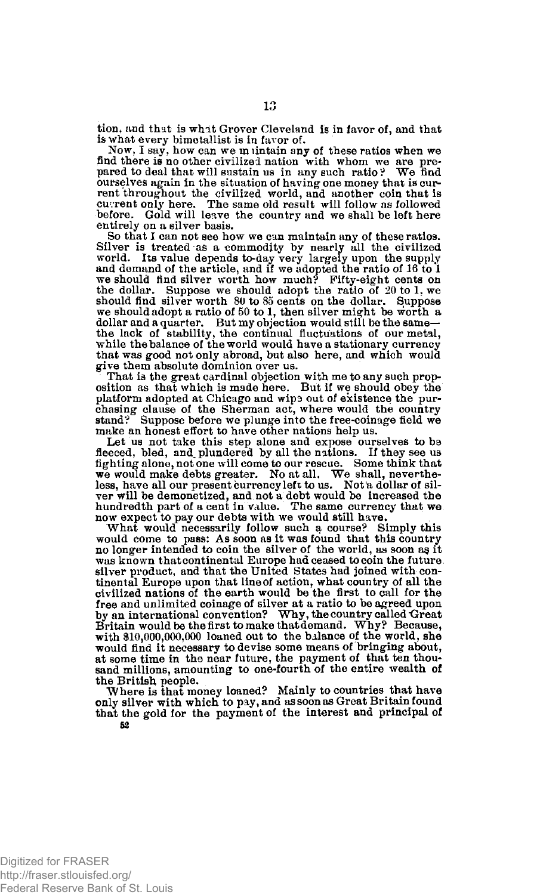tion, and that is what Grover Cleveland is in favor of, and that is what every bimetallist is in favor of.

Now, I say, how can we maintain any of these ratios when we find there is no other civilized nation with whom we are prepared to deal that will sustain us in any such ratio? We find ourselves again in the situation of having one money that is current throughout the civilized world, and another coin that is current only here. The same old result will follow as followed before. Gold will leave the country and we shall be left here entirely on a silver basis.

So that I can not see how we can maintain any of these ratios. Silver is treated as a commodity by nearly all the civilized world. Its value depends to-day very largely upon the supply and demand of the article, and if we adopted the ratio of 16 to 1 we should find silver worth how much? Fifty-eight cents on the dollar. Suppose we should adopt the ratio of 20 to 1, we should find silver worth 80 to 85 cents on the dollar. Suppose we should adopt a ratio of 50 to 1, then silver might be worth a dollar and a quarter. But my objection would still be the same—the lack of stability, the continual fluctuations of our metal, while the balance of the world would have a stationary currency that was good not only abroad, but also here, and which would give them absolute dominion over us.

That is the great cardinal objection with me to any such proposition as that which is made here. But if we should obey the platform adopted at Chicago and wipe out of existence the purchasing clause of the Sherman act, where would the country stand? Suppose before we plunge into the free-coinage field we make an honest effort to have other nations help us.

Let us not take this step alone and expose ourselves to be fleeced, bled, and plundered by all the nations. If they see us fighting alone, not one will come to our rescue. Some think that we would make debts greater. No at all. We shall, nevertheless, have all our present currency left to us. Not a dollar of silver will be demonetized, and not a debt would be increased the hundredth part of a cent in value. The same currency that we now expect to pay our debts with we would still have.

What would necessarily follow such a course? Simply this would come to pass: As soon as it was found that this country no longer intended to coin the silver of the world, as soon as it was known that continental Europe had ceased to coin the future silver product, and that the United States had joined with continental Europe upon that line of action, what country of all the civilized nations of the earth would be the first to call for the free and unlimited coinage of silver at a ratio to be agreed upon by an international convention? Why, the country called Great Britain would be the first to make that demand. Why? Because, with $10,000,000,000 loaned out to the balance of the world, she would find it necessary to devise some means of bringing about, at some time in the near future, the payment of that ten thousand millions, amounting to one-fourth of the entire wealth of the British people.

Where is that money loaned? Mainly to countries that have only silver with which to pay, and as soon as Great Britain found that the gold for the payment of the interest and principal of

52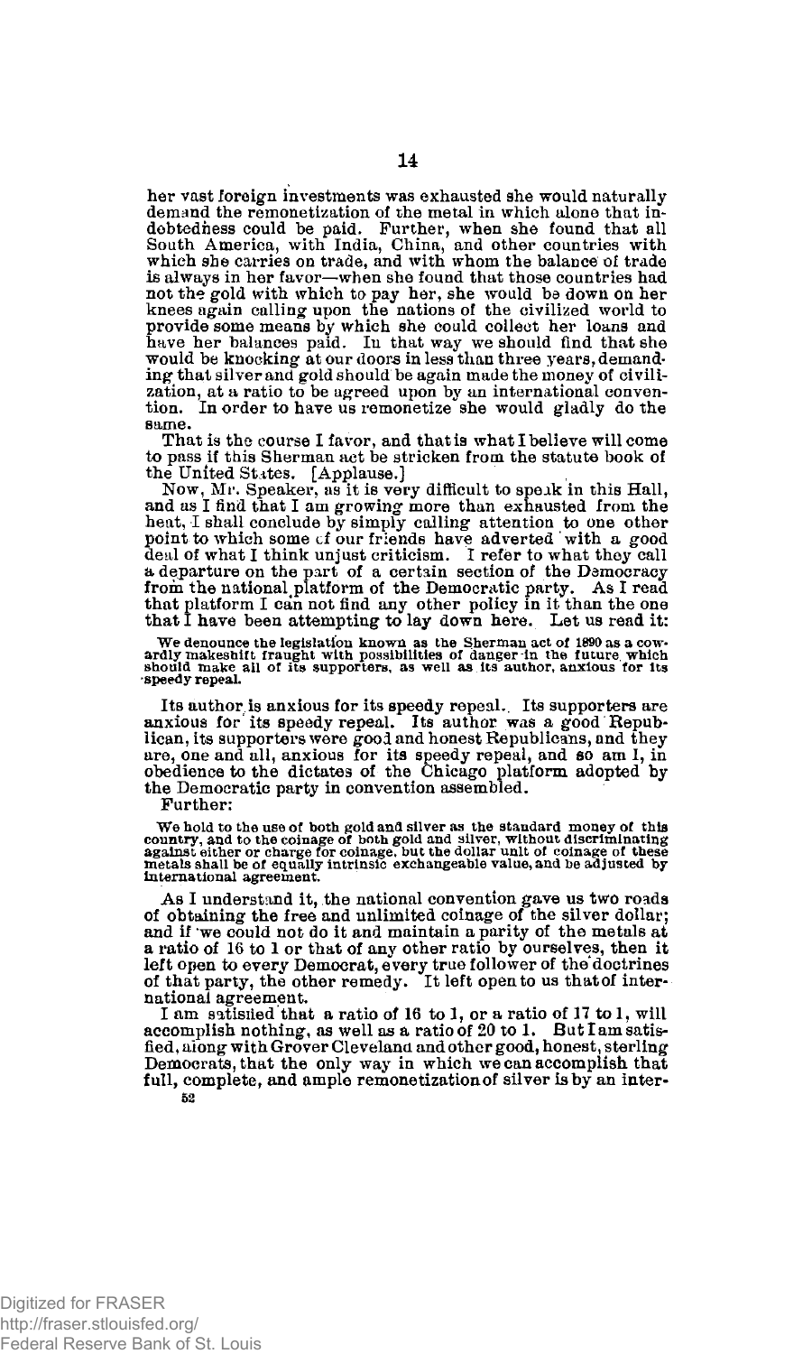her vast foreign investments was exhausted she would naturally demand the remonetization of the metal in which alone that indebtedness could be paid. Further, when she found that all South America, with India, China, and other countries with which she carries on trade, and with whom the balance of trade is always in her favor—when she found that those countries had not the gold with which to pay her, she would be down on her knees again calling upon the nations of the civilized world to provide some means by which she could collect her loans and have her balances paid. In that way we should find that she would be knocking at our doors in less than three years, demanding that silver and gold should be again made the money of civilization, at a ratio to be agreed upon by an international convention. In order to have us remonetize she would gladly do the same.

That is the course I favor, and that is what I believe will come to pass if this Sherman act be stricken from the statute book of the United States. [Applause.]

Now, Mr. Speaker, as it is very difficult to speak in this Hall, and as I find that I am growing more than exhausted from the heat, I shall conclude by simply calling attention to one other point to which some of our friends have adverted with a good deal of what I think unjust criticism. I refer to what they call a departure on the part of a certain section of the Democracy from the national platform of the Democratic party. As I read that platform I can not find any other policy in it than the one that I have been attempting to lay down here. Let us read it:

> We denounce the legislation known as the Sherman act of 1890 as a cowardly makeshift fraught with possibilities of danger in the future which should make all of its supporters, as well as its author, anxious for its speedy repeal.

Its author is anxious for its speedy repeal. Its supporters are anxious for its speedy repeal. Its author was a good Republican, its supporters were good and honest Republicans, and they are, one and all, anxious for its speedy repeal, and so am I, in obedience to the dictates of the Chicago platform adopted by the Democratic party in convention assembled.

Further:

> We hold to the use of both gold and silver as the standard money of this country, and to the coinage of both gold and silver, without discriminating against either or charge for coinage, but the dollar unit of coinage of these metals shall be of equally intrinsic exchangeable value, and be adjusted by international agreement.

As I understand it, the national convention gave us two roads of obtaining the free and unlimited coinage of the silver dollar; and if we could not do it and maintain a parity of the metals at a ratio of 16 to 1 or that of any other ratio by ourselves, then it left open to every Democrat, every true follower of the doctrines of that party, the other remedy. It left open to us that of international agreement.

I am satisfied that a ratio of 16 to 1, or a ratio of 17 to 1, will accomplish nothing, as well as a ratio of 20 to 1. But I am satisfied, along with Grover Cleveland and other good, honest, sterling Democrats, that the only way in which we can accomplish that full, complete, and ample remonetization of silver is by an inter-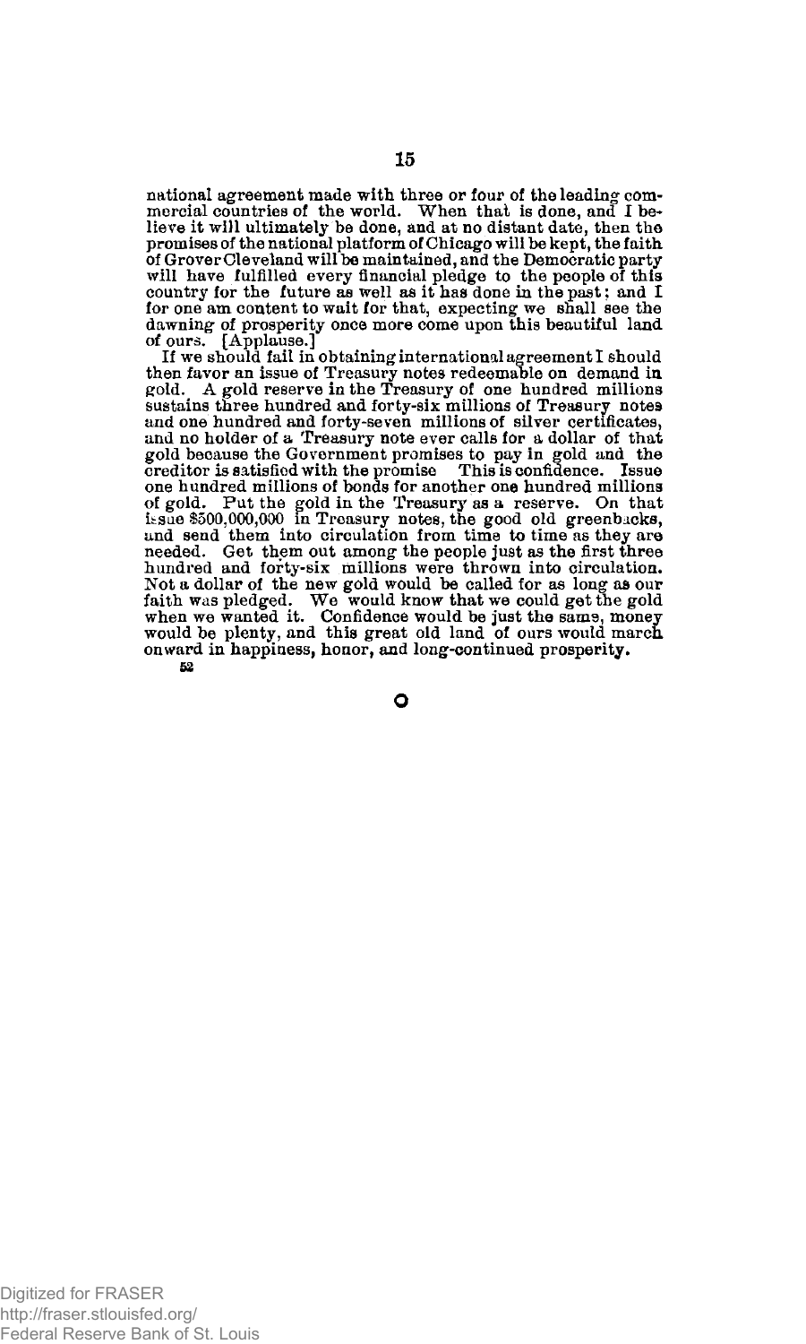national agreement made with three or four of the leading commercial countries of the world. When that is done, and I believe it will ultimately be done, and at no distant date, then the promises of the national platform of Chicago will be kept, the faith of Grover Cleveland will be maintained, and the Democratic party will have fulfilled every financial pledge to the people of this country for the future as well as it has done in the past; and I for one am content to wait for that, expecting we shall see the dawning of prosperity once more come upon this beautiful land of ours. [Applause.]

If we should fail in obtaining international agreement I should then favor an issue of Treasury notes redeemable on demand in gold. A gold reserve in the Treasury of one hundred millions sustains three hundred and forty-six millions of Treasury notes and one hundred and forty-seven millions of silver certificates, and no holder of a Treasury note ever calls for a dollar of that gold because the Government promises to pay in gold and the creditor is satisfied with the promise This is confidence. Issue one hundred millions of bonds for another one hundred millions of gold. Put the gold in the Treasury as a reserve. On that issue $500,000,000 in Treasury notes, the good old greenbacks, and send them into circulation from time to time as they are needed. Get them out among the people just as the first three hundred and forty-six millions were thrown into circulation. Not a dollar of the new gold would be called for as long as our faith was pledged. We would know that we could get the gold when we wanted it. Confidence would be just the same, money would be plenty, and this great old land of ours would march onward in happiness, honor, and long-continued prosperity.

52

O